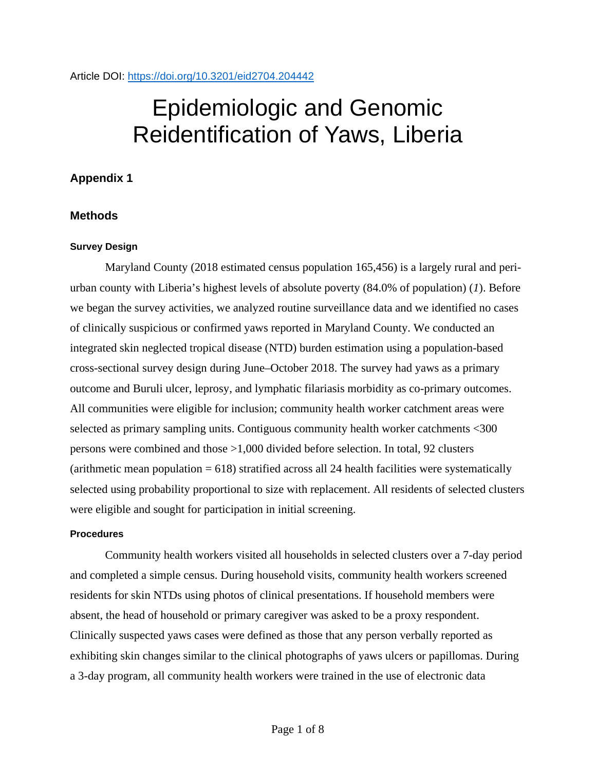Article DOI: https://doi.org/10.3201/eid2704.204442

# Epidemiologic and Genomic Reidentification of Yaws, Liberia

## Appendix 1

## Methods

### Survey Design

Maryland County (2018 estimated census population 165,456) is a largely rural and peri-urban county with Liberia's highest levels of absolute poverty (84.0% of population) (*1*). Before we began the survey activities, we analyzed routine surveillance data and we identified no cases of clinically suspicious or confirmed yaws reported in Maryland County. We conducted an integrated skin neglected tropical disease (NTD) burden estimation using a population-based cross-sectional survey design during June–October 2018. The survey had yaws as a primary outcome and Buruli ulcer, leprosy, and lymphatic filariasis morbidity as co-primary outcomes. All communities were eligible for inclusion; community health worker catchment areas were selected as primary sampling units. Contiguous community health worker catchments <300 persons were combined and those >1,000 divided before selection. In total, 92 clusters (arithmetic mean population = 618) stratified across all 24 health facilities were systematically selected using probability proportional to size with replacement. All residents of selected clusters were eligible and sought for participation in initial screening.

### Procedures

Community health workers visited all households in selected clusters over a 7-day period and completed a simple census. During household visits, community health workers screened residents for skin NTDs using photos of clinical presentations. If household members were absent, the head of household or primary caregiver was asked to be a proxy respondent. Clinically suspected yaws cases were defined as those that any person verbally reported as exhibiting skin changes similar to the clinical photographs of yaws ulcers or papillomas. During a 3-day program, all community health workers were trained in the use of electronic data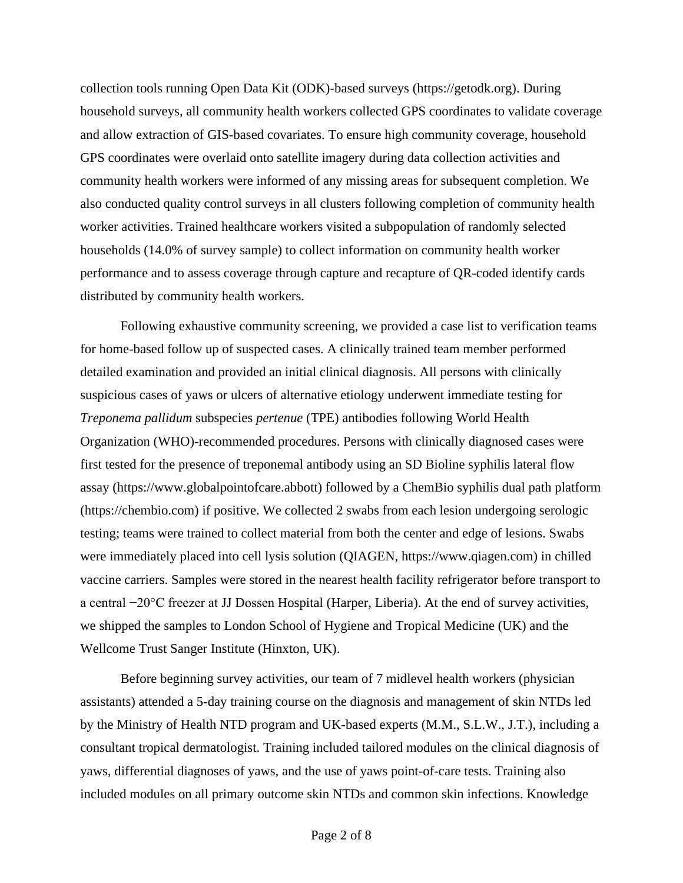collection tools running Open Data Kit (ODK)-based surveys (https://getodk.org). During household surveys, all community health workers collected GPS coordinates to validate coverage and allow extraction of GIS-based covariates. To ensure high community coverage, household GPS coordinates were overlaid onto satellite imagery during data collection activities and community health workers were informed of any missing areas for subsequent completion. We also conducted quality control surveys in all clusters following completion of community health worker activities. Trained healthcare workers visited a subpopulation of randomly selected households (14.0% of survey sample) to collect information on community health worker performance and to assess coverage through capture and recapture of QR-coded identify cards distributed by community health workers.

Following exhaustive community screening, we provided a case list to verification teams for home-based follow up of suspected cases. A clinically trained team member performed detailed examination and provided an initial clinical diagnosis. All persons with clinically suspicious cases of yaws or ulcers of alternative etiology underwent immediate testing for *Treponema pallidum* subspecies *pertenue* (TPE) antibodies following World Health Organization (WHO)-recommended procedures. Persons with clinically diagnosed cases were first tested for the presence of treponemal antibody using an SD Bioline syphilis lateral flow assay (https://www.globalpointofcare.abbott) followed by a ChemBio syphilis dual path platform (https://chembio.com) if positive. We collected 2 swabs from each lesion undergoing serologic testing; teams were trained to collect material from both the center and edge of lesions. Swabs were immediately placed into cell lysis solution (QIAGEN, https://www.qiagen.com) in chilled vaccine carriers. Samples were stored in the nearest health facility refrigerator before transport to a central −20°C freezer at JJ Dossen Hospital (Harper, Liberia). At the end of survey activities, we shipped the samples to London School of Hygiene and Tropical Medicine (UK) and the Wellcome Trust Sanger Institute (Hinxton, UK).

Before beginning survey activities, our team of 7 midlevel health workers (physician assistants) attended a 5-day training course on the diagnosis and management of skin NTDs led by the Ministry of Health NTD program and UK-based experts (M.M., S.L.W., J.T.), including a consultant tropical dermatologist. Training included tailored modules on the clinical diagnosis of yaws, differential diagnoses of yaws, and the use of yaws point-of-care tests. Training also included modules on all primary outcome skin NTDs and common skin infections. Knowledge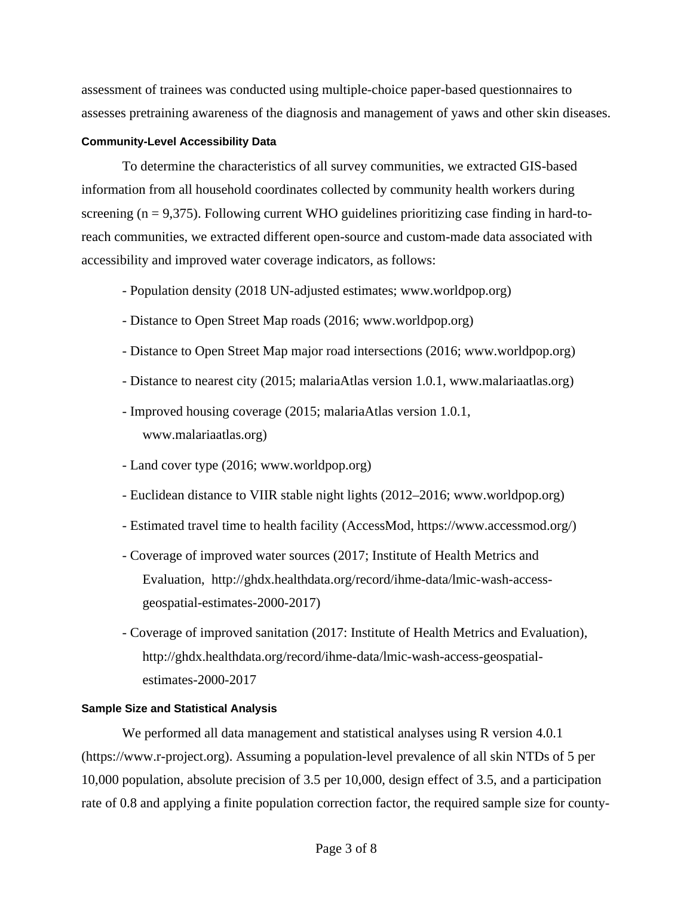assessment of trainees was conducted using multiple-choice paper-based questionnaires to assesses pretraining awareness of the diagnosis and management of yaws and other skin diseases.

### Community-Level Accessibility Data

To determine the characteristics of all survey communities, we extracted GIS-based information from all household coordinates collected by community health workers during screening (n = 9,375). Following current WHO guidelines prioritizing case finding in hard-to-reach communities, we extracted different open-source and custom-made data associated with accessibility and improved water coverage indicators, as follows:

- Population density (2018 UN-adjusted estimates; www.worldpop.org)
- Distance to Open Street Map roads (2016; www.worldpop.org)
- Distance to Open Street Map major road intersections (2016; www.worldpop.org)
- Distance to nearest city (2015; malariaAtlas version 1.0.1, www.malariaatlas.org)
- Improved housing coverage (2015; malariaAtlas version 1.0.1, www.malariaatlas.org)
- Land cover type (2016; www.worldpop.org)
- Euclidean distance to VIIR stable night lights (2012–2016; www.worldpop.org)
- Estimated travel time to health facility (AccessMod, https://www.accessmod.org/)
- Coverage of improved water sources (2017; Institute of Health Metrics and Evaluation, http://ghdx.healthdata.org/record/ihme-data/lmic-wash-access-geospatial-estimates-2000-2017)
- Coverage of improved sanitation (2017: Institute of Health Metrics and Evaluation), http://ghdx.healthdata.org/record/ihme-data/lmic-wash-access-geospatial-estimates-2000-2017

### Sample Size and Statistical Analysis

We performed all data management and statistical analyses using R version 4.0.1 (https://www.r-project.org). Assuming a population-level prevalence of all skin NTDs of 5 per 10,000 population, absolute precision of 3.5 per 10,000, design effect of 3.5, and a participation rate of 0.8 and applying a finite population correction factor, the required sample size for county-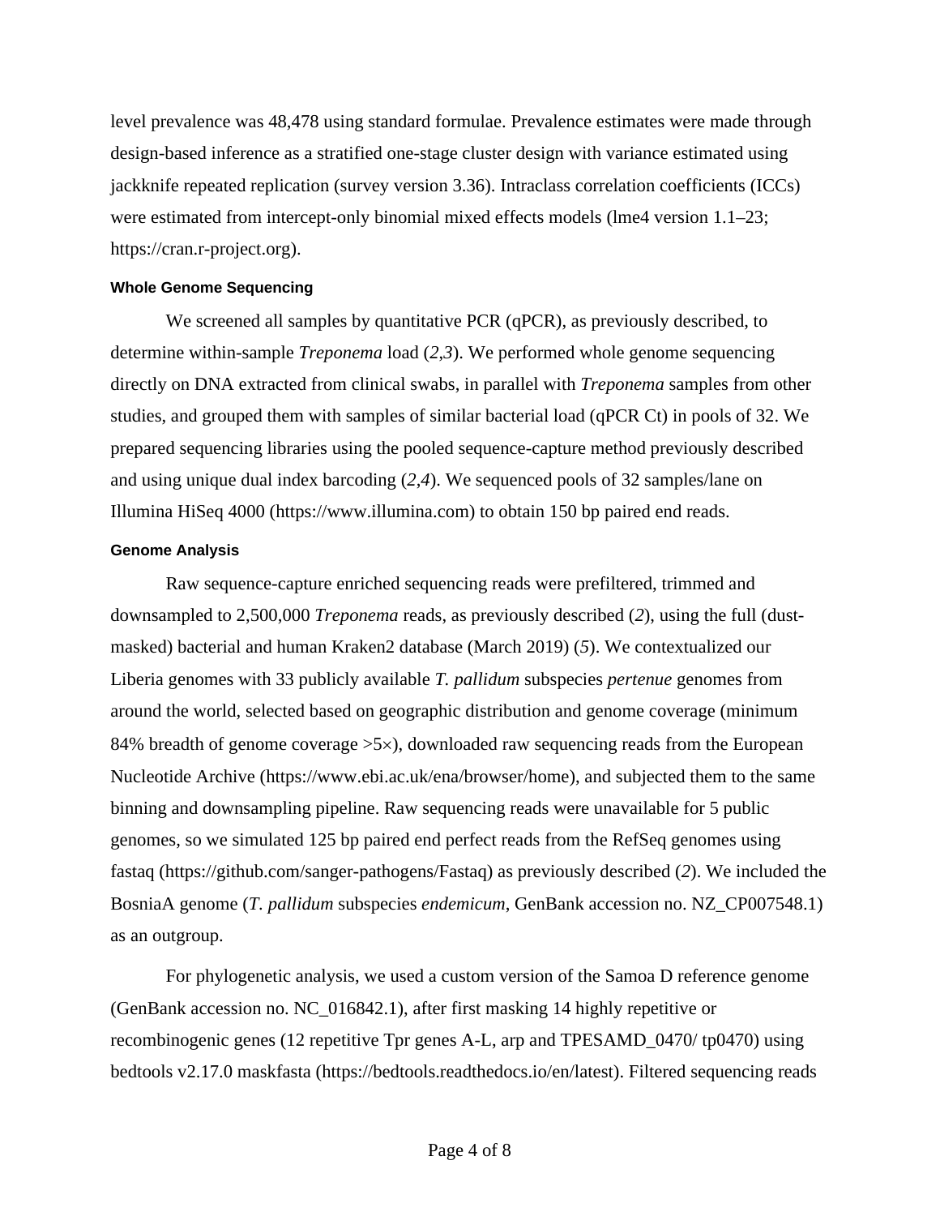level prevalence was 48,478 using standard formulae. Prevalence estimates were made through design-based inference as a stratified one-stage cluster design with variance estimated using jackknife repeated replication (survey version 3.36). Intraclass correlation coefficients (ICCs) were estimated from intercept-only binomial mixed effects models (lme4 version 1.1–23; https://cran.r-project.org).

### Whole Genome Sequencing

We screened all samples by quantitative PCR (qPCR), as previously described, to determine within-sample *Treponema* load (*2*,*3*). We performed whole genome sequencing directly on DNA extracted from clinical swabs, in parallel with *Treponema* samples from other studies, and grouped them with samples of similar bacterial load (qPCR Ct) in pools of 32. We prepared sequencing libraries using the pooled sequence-capture method previously described and using unique dual index barcoding (*2*,*4*). We sequenced pools of 32 samples/lane on Illumina HiSeq 4000 (https://www.illumina.com) to obtain 150 bp paired end reads.

### Genome Analysis

Raw sequence-capture enriched sequencing reads were prefiltered, trimmed and downsampled to 2,500,000 *Treponema* reads, as previously described (*2*), using the full (dust-masked) bacterial and human Kraken2 database (March 2019) (*5*). We contextualized our Liberia genomes with 33 publicly available *T. pallidum* subspecies *pertenue* genomes from around the world, selected based on geographic distribution and genome coverage (minimum 84% breadth of genome coverage >5×), downloaded raw sequencing reads from the European Nucleotide Archive (https://www.ebi.ac.uk/ena/browser/home), and subjected them to the same binning and downsampling pipeline. Raw sequencing reads were unavailable for 5 public genomes, so we simulated 125 bp paired end perfect reads from the RefSeq genomes using fastaq (https://github.com/sanger-pathogens/Fastaq) as previously described (*2*). We included the BosniaA genome (*T. pallidum* subspecies *endemicum*, GenBank accession no. NZ_CP007548.1) as an outgroup.

For phylogenetic analysis, we used a custom version of the Samoa D reference genome (GenBank accession no. NC_016842.1), after first masking 14 highly repetitive or recombinogenic genes (12 repetitive Tpr genes A-L, arp and TPESAMD_0470/ tp0470) using bedtools v2.17.0 maskfasta (https://bedtools.readthedocs.io/en/latest). Filtered sequencing reads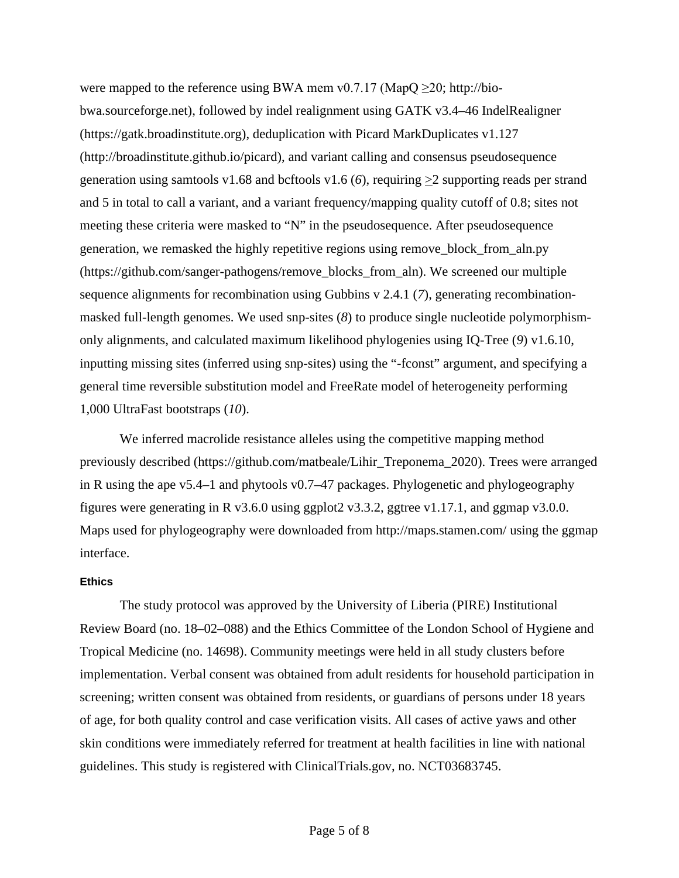were mapped to the reference using BWA mem v0.7.17 (MapQ ≥20; http://bio-bwa.sourceforge.net), followed by indel realignment using GATK v3.4–46 IndelRealigner (https://gatk.broadinstitute.org), deduplication with Picard MarkDuplicates v1.127 (http://broadinstitute.github.io/picard), and variant calling and consensus pseudosequence generation using samtools v1.68 and bcftools v1.6 (*6*), requiring ≥2 supporting reads per strand and 5 in total to call a variant, and a variant frequency/mapping quality cutoff of 0.8; sites not meeting these criteria were masked to "N" in the pseudosequence. After pseudosequence generation, we remasked the highly repetitive regions using remove_block_from_aln.py (https://github.com/sanger-pathogens/remove_blocks_from_aln). We screened our multiple sequence alignments for recombination using Gubbins v 2.4.1 (*7*), generating recombination-masked full-length genomes. We used snp-sites (*8*) to produce single nucleotide polymorphism-only alignments, and calculated maximum likelihood phylogenies using IQ-Tree (*9*) v1.6.10, inputting missing sites (inferred using snp-sites) using the "-fconst" argument, and specifying a general time reversible substitution model and FreeRate model of heterogeneity performing 1,000 UltraFast bootstraps (*10*).

We inferred macrolide resistance alleles using the competitive mapping method previously described (https://github.com/matbeale/Lihir_Treponema_2020). Trees were arranged in R using the ape v5.4–1 and phytools v0.7–47 packages. Phylogenetic and phylogeography figures were generating in R v3.6.0 using ggplot2 v3.3.2, ggtree v1.17.1, and ggmap v3.0.0. Maps used for phylogeography were downloaded from http://maps.stamen.com/ using the ggmap interface.

#### Ethics

The study protocol was approved by the University of Liberia (PIRE) Institutional Review Board (no. 18–02–088) and the Ethics Committee of the London School of Hygiene and Tropical Medicine (no. 14698). Community meetings were held in all study clusters before implementation. Verbal consent was obtained from adult residents for household participation in screening; written consent was obtained from residents, or guardians of persons under 18 years of age, for both quality control and case verification visits. All cases of active yaws and other skin conditions were immediately referred for treatment at health facilities in line with national guidelines. This study is registered with ClinicalTrials.gov, no. NCT03683745.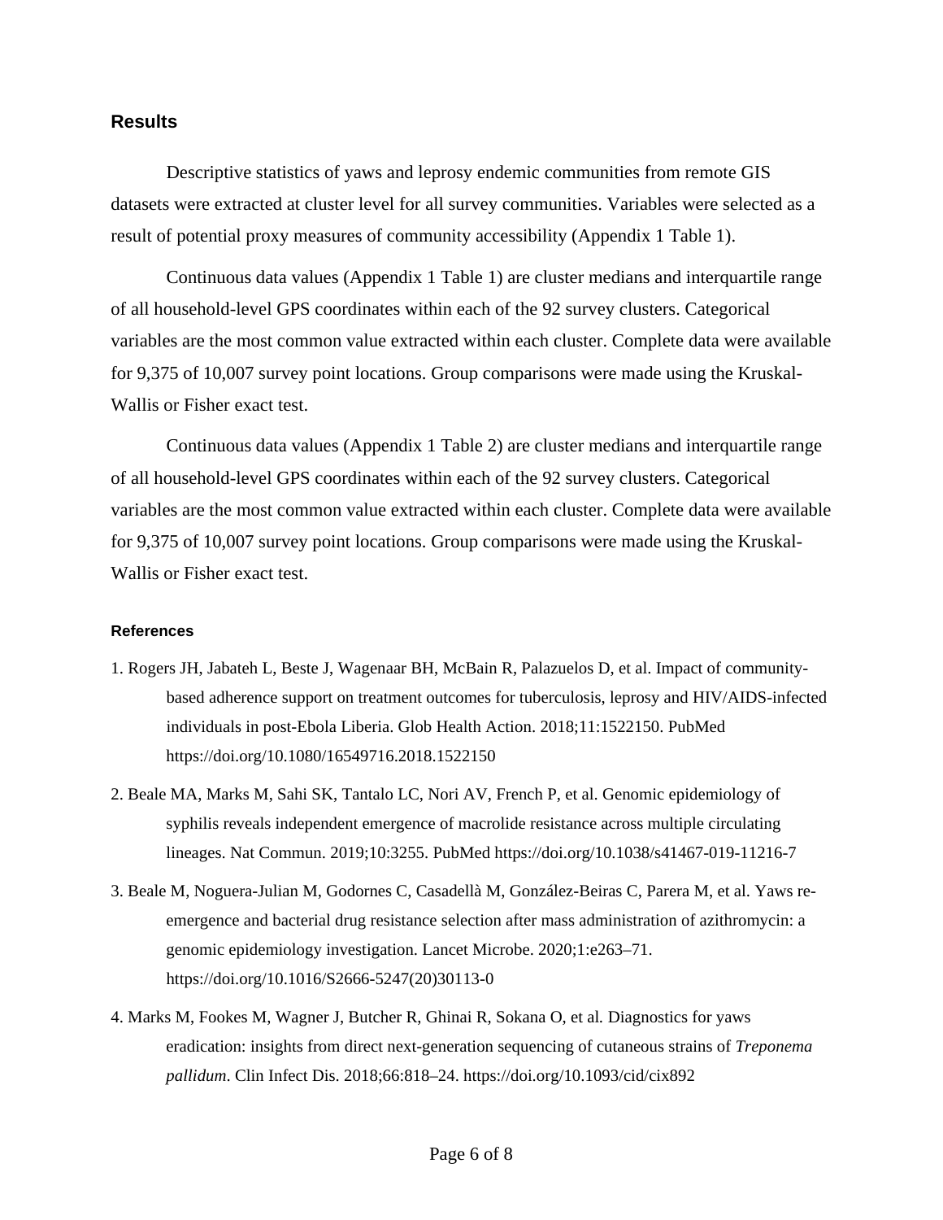## Results

Descriptive statistics of yaws and leprosy endemic communities from remote GIS datasets were extracted at cluster level for all survey communities. Variables were selected as a result of potential proxy measures of community accessibility (Appendix 1 Table 1).

Continuous data values (Appendix 1 Table 1) are cluster medians and interquartile range of all household-level GPS coordinates within each of the 92 survey clusters. Categorical variables are the most common value extracted within each cluster. Complete data were available for 9,375 of 10,007 survey point locations. Group comparisons were made using the Kruskal-Wallis or Fisher exact test.

Continuous data values (Appendix 1 Table 2) are cluster medians and interquartile range of all household-level GPS coordinates within each of the 92 survey clusters. Categorical variables are the most common value extracted within each cluster. Complete data were available for 9,375 of 10,007 survey point locations. Group comparisons were made using the Kruskal-Wallis or Fisher exact test.

#### References

1. Rogers JH, Jabateh L, Beste J, Wagenaar BH, McBain R, Palazuelos D, et al. Impact of community-based adherence support on treatment outcomes for tuberculosis, leprosy and HIV/AIDS-infected individuals in post-Ebola Liberia. Glob Health Action. 2018;11:1522150. PubMed https://doi.org/10.1080/16549716.2018.1522150
2. Beale MA, Marks M, Sahi SK, Tantalo LC, Nori AV, French P, et al. Genomic epidemiology of syphilis reveals independent emergence of macrolide resistance across multiple circulating lineages. Nat Commun. 2019;10:3255. PubMed https://doi.org/10.1038/s41467-019-11216-7
3. Beale M, Noguera-Julian M, Godornes C, Casadellà M, González-Beiras C, Parera M, et al. Yaws re-emergence and bacterial drug resistance selection after mass administration of azithromycin: a genomic epidemiology investigation. Lancet Microbe. 2020;1:e263–71. https://doi.org/10.1016/S2666-5247(20)30113-0
4. Marks M, Fookes M, Wagner J, Butcher R, Ghinai R, Sokana O, et al. Diagnostics for yaws eradication: insights from direct next-generation sequencing of cutaneous strains of *Treponema pallidum*. Clin Infect Dis. 2018;66:818–24. https://doi.org/10.1093/cid/cix892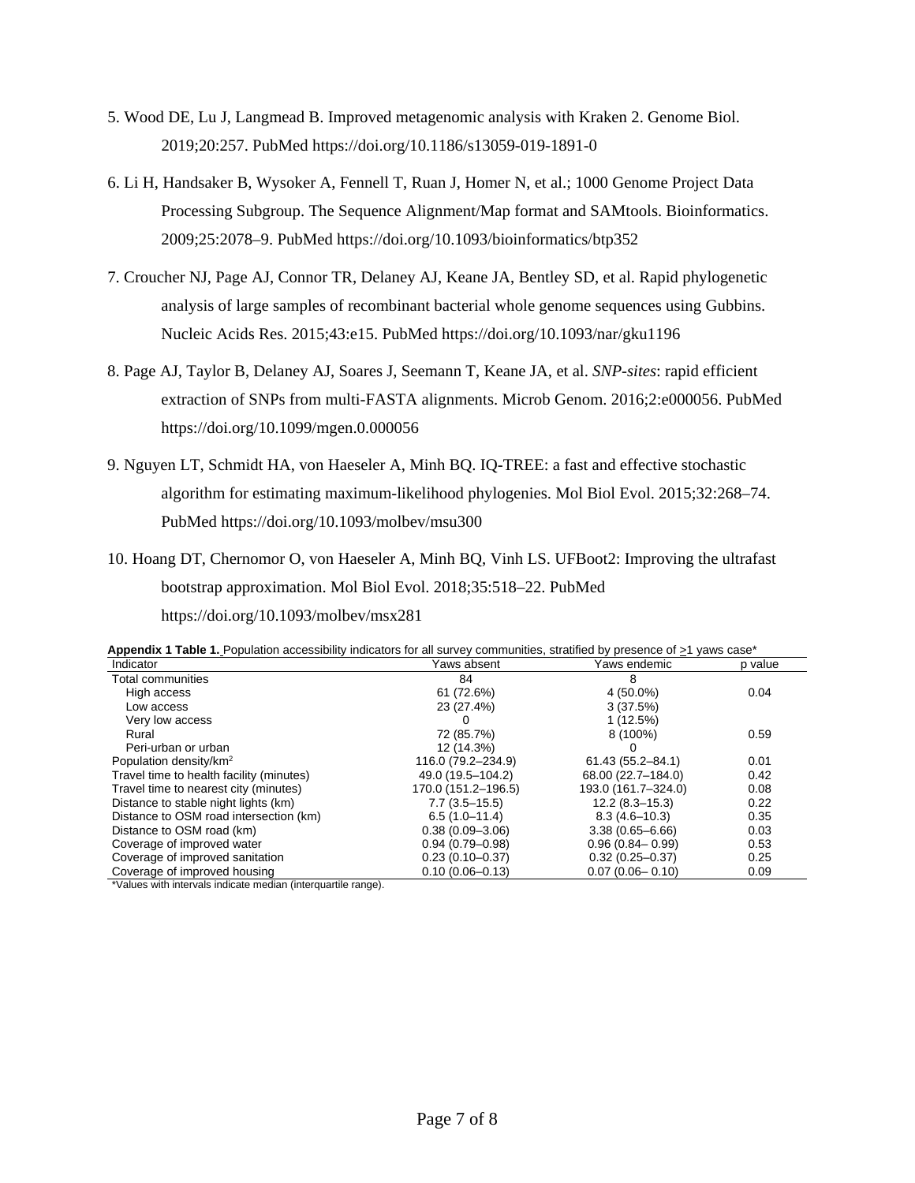5. Wood DE, Lu J, Langmead B. Improved metagenomic analysis with Kraken 2. Genome Biol. 2019;20:257. PubMed https://doi.org/10.1186/s13059-019-1891-0

6. Li H, Handsaker B, Wysoker A, Fennell T, Ruan J, Homer N, et al.; 1000 Genome Project Data Processing Subgroup. The Sequence Alignment/Map format and SAMtools. Bioinformatics. 2009;25:2078–9. PubMed https://doi.org/10.1093/bioinformatics/btp352

7. Croucher NJ, Page AJ, Connor TR, Delaney AJ, Keane JA, Bentley SD, et al. Rapid phylogenetic analysis of large samples of recombinant bacterial whole genome sequences using Gubbins. Nucleic Acids Res. 2015;43:e15. PubMed https://doi.org/10.1093/nar/gku1196

8. Page AJ, Taylor B, Delaney AJ, Soares J, Seemann T, Keane JA, et al. *SNP-sites*: rapid efficient extraction of SNPs from multi-FASTA alignments. Microb Genom. 2016;2:e000056. PubMed https://doi.org/10.1099/mgen.0.000056

9. Nguyen LT, Schmidt HA, von Haeseler A, Minh BQ. IQ-TREE: a fast and effective stochastic algorithm for estimating maximum-likelihood phylogenies. Mol Biol Evol. 2015;32:268–74. PubMed https://doi.org/10.1093/molbev/msu300

10. Hoang DT, Chernomor O, von Haeseler A, Minh BQ, Vinh LS. UFBoot2: Improving the ultrafast bootstrap approximation. Mol Biol Evol. 2018;35:518–22. PubMed https://doi.org/10.1093/molbev/msx281

**Appendix 1 Table 1.** Population accessibility indicators for all survey communities, stratified by presence of ≥1 yaws case*

| Indicator | Yaws absent | Yaws endemic | p value |
|---|---|---|---|
| Total communities | 84 | 8 | |
| High access | 61 (72.6%) | 4 (50.0%) | 0.04 |
| Low access | 23 (27.4%) | 3 (37.5%) | |
| Very low access | 0 | 1 (12.5%) | |
| Rural | 72 (85.7%) | 8 (100%) | 0.59 |
| Peri-urban or urban | 12 (14.3%) | 0 | |
| Population density/km$^2$ | 116.0 (79.2–234.9) | 61.43 (55.2–84.1) | 0.01 |
| Travel time to health facility (minutes) | 49.0 (19.5–104.2) | 68.00 (22.7–184.0) | 0.42 |
| Travel time to nearest city (minutes) | 170.0 (151.2–196.5) | 193.0 (161.7–324.0) | 0.08 |
| Distance to stable night lights (km) | 7.7 (3.5–15.5) | 12.2 (8.3–15.3) | 0.22 |
| Distance to OSM road intersection (km) | 6.5 (1.0–11.4) | 8.3 (4.6–10.3) | 0.35 |
| Distance to OSM road (km) | 0.38 (0.09–3.06) | 3.38 (0.65–6.66) | 0.03 |
| Coverage of improved water | 0.94 (0.79–0.98) | 0.96 (0.84– 0.99) | 0.53 |
| Coverage of improved sanitation | 0.23 (0.10–0.37) | 0.32 (0.25–0.37) | 0.25 |
| Coverage of improved housing | 0.10 (0.06–0.13) | 0.07 (0.06– 0.10) | 0.09 |

*Values with intervals indicate median (interquartile range).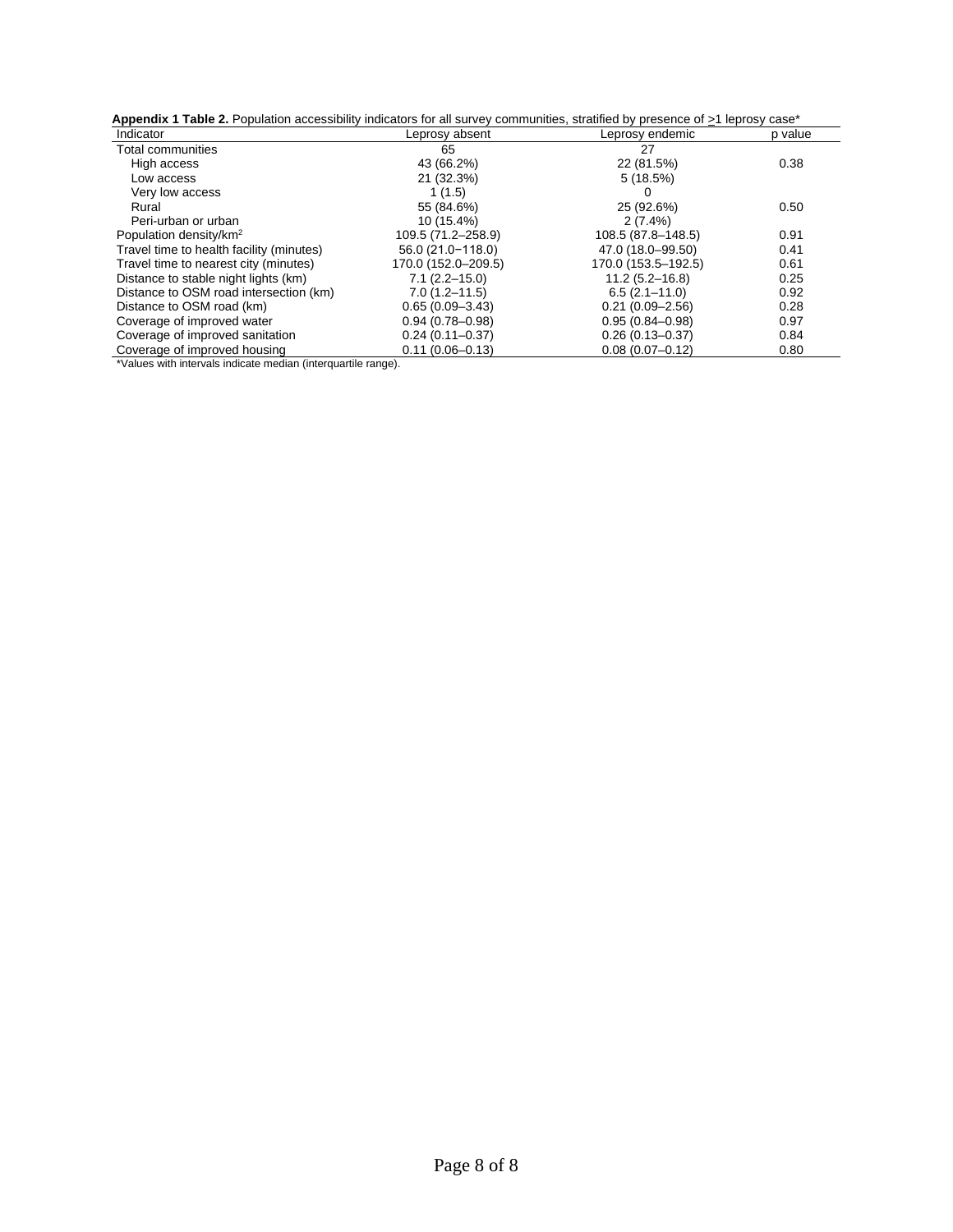**Appendix 1 Table 2.** Population accessibility indicators for all survey communities, stratified by presence of ≥1 leprosy case*

| Indicator | Leprosy absent | Leprosy endemic | p value |
|---|---|---|---|
| Total communities | 65 | 27 | |
| High access | 43 (66.2%) | 22 (81.5%) | 0.38 |
| Low access | 21 (32.3%) | 5 (18.5%) | |
| Very low access | 1 (1.5) | 0 | |
| Rural | 55 (84.6%) | 25 (92.6%) | 0.50 |
| Peri-urban or urban | 10 (15.4%) | 2 (7.4%) | |
| Population density/km$^2$ | 109.5 (71.2–258.9) | 108.5 (87.8–148.5) | 0.91 |
| Travel time to health facility (minutes) | 56.0 (21.0−118.0) | 47.0 (18.0–99.50) | 0.41 |
| Travel time to nearest city (minutes) | 170.0 (152.0–209.5) | 170.0 (153.5–192.5) | 0.61 |
| Distance to stable night lights (km) | 7.1 (2.2–15.0) | 11.2 (5.2–16.8) | 0.25 |
| Distance to OSM road intersection (km) | 7.0 (1.2–11.5) | 6.5 (2.1–11.0) | 0.92 |
| Distance to OSM road (km) | 0.65 (0.09–3.43) | 0.21 (0.09–2.56) | 0.28 |
| Coverage of improved water | 0.94 (0.78–0.98) | 0.95 (0.84–0.98) | 0.97 |
| Coverage of improved sanitation | 0.24 (0.11–0.37) | 0.26 (0.13–0.37) | 0.84 |
| Coverage of improved housing | 0.11 (0.06–0.13) | 0.08 (0.07–0.12) | 0.80 |

*Values with intervals indicate median (interquartile range).